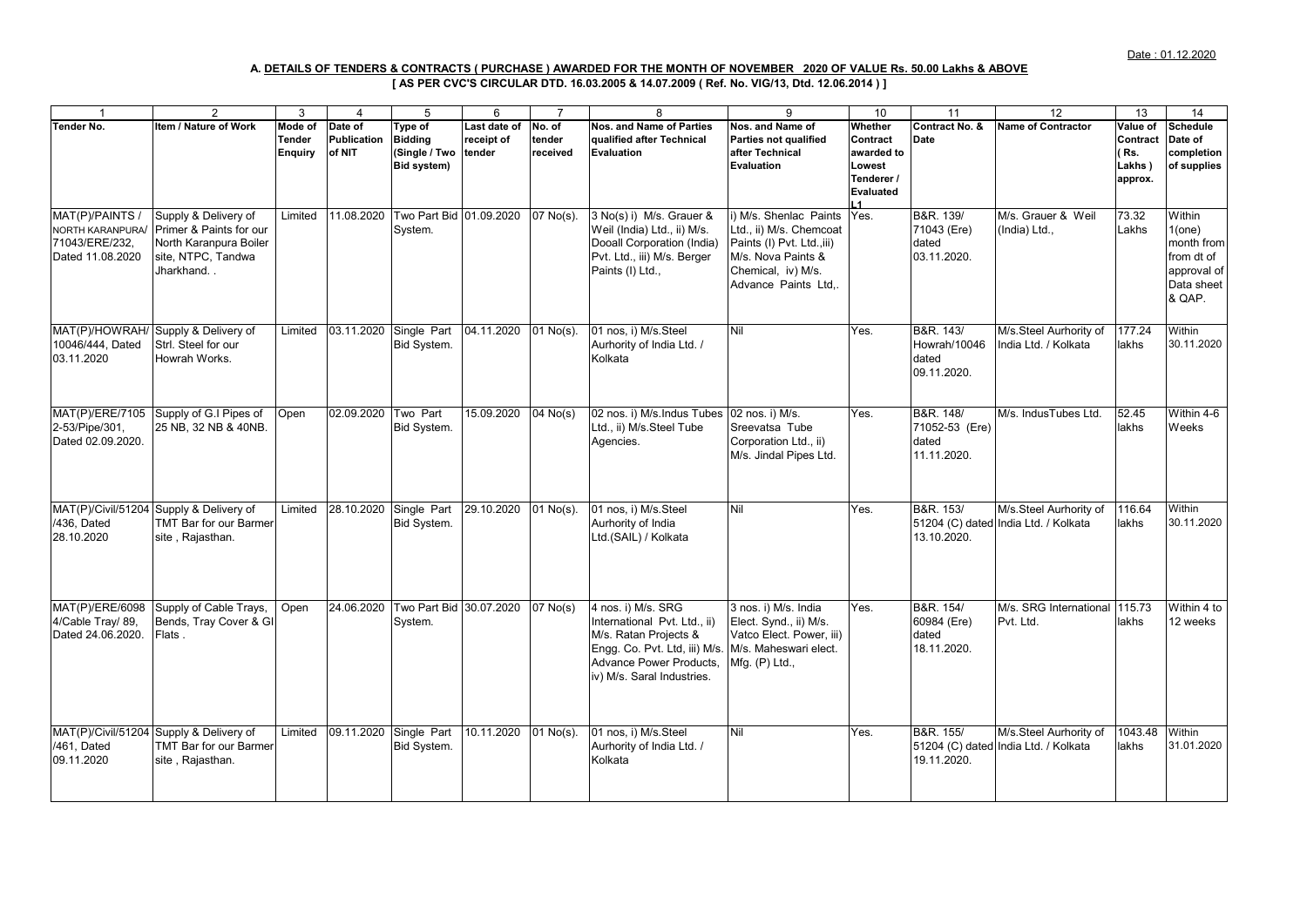Date : 01.12.2020

### A. DETAILS OF TENDERS & CONTRACTS ( PURCHASE ) AWARDED FOR THE MONTH OF NOVEMBER 2020 OF VALUE Rs. 50.00 Lakhs & ABOVE

**[ AS PER CVC'S CIRCULAR DTD. 16.03.2005 & 14.07.2009 ( Ref. No. VIG/13, Dtd. 12.06.2014 ) ]**

| 1 | 2 | 3 | 4 | 5 | 6 | 7 | 8 | 9 | 10 | 11 | 12 | 13 | 14 |
|---|---|---|---|---|---|---|---|---|---|---|---|---|---|
| **Tender No.** | **Item / Nature of Work** | **Mode of Tender Enquiry** | **Date of Publication of NIT** | **Type of Bidding (Single / Two Bid system)** | **Last date of receipt of tender** | **No. of tender received** | **Nos. and Name of Parties qualified after Technical Evaluation** | **Nos. and Name of Parties not qualified after Technical Evaluation** | **Whether Contract awarded to Lowest Tenderer / Evaluated L1** | **Contract No. & Date** | **Name of Contractor** | **Value of Contract ( Rs. Lakhs ) approx.** | **Schedule Date of completion of supplies** |
| MAT(P)/PAINTS / NORTH KARANPURA/ 71043/ERE/232, Dated 11.08.2020 | Supply & Delivery of Primer & Paints for our North Karanpura Boiler site, NTPC, Tandwa Jharkhand. . | Limited | 11.08.2020 | Two Part Bid System. | 01.09.2020 | 07 No(s). | 3 No(s) i) M/s. Grauer & Weil (India) Ltd., ii) M/s. Dooall Corporation (India) Pvt. Ltd., iii) M/s. Berger Paints (I) Ltd., | i) M/s. Shenlac Paints Ltd., ii) M/s. Chemcoat Paints (I) Pvt. Ltd.,iii) M/s. Nova Paints & Chemical, iv) M/s. Advance Paints Ltd,. | Yes. | B&R. 139/ 71043 (Ere) dated 03.11.2020. | M/s. Grauer & Weil (India) Ltd., | 73.32 Lakhs | Within 1(one) month from from dt of approval of Data sheet & QAP. |
| MAT(P)/HOWRAH/ 10046/444, Dated 03.11.2020 | Supply & Delivery of Strl. Steel for our Howrah Works. | Limited | 03.11.2020 | Single Part Bid System. | 04.11.2020 | 01 No(s). | 01 nos, i) M/s.Steel Aurhority of India Ltd. / Kolkata | Nil | Yes. | B&R. 143/ Howrah/10046 dated 09.11.2020. | M/s.Steel Aurhority of India Ltd. / Kolkata | 177.24 lakhs | Within 30.11.2020 |
| MAT(P)/ERE/7105 2-53/Pipe/301, Dated 02.09.2020. | Supply of G.I Pipes of 25 NB, 32 NB & 40NB. | Open | 02.09.2020 | Two Part Bid System. | 15.09.2020 | 04 No(s) | 02 nos. i) M/s.Indus Tubes Ltd., ii) M/s.Steel Tube Agencies. | 02 nos. i) M/s. Sreevatsa Tube Corporation Ltd., ii) M/s. Jindal Pipes Ltd. | Yes. | B&R. 148/ 71052-53 (Ere) dated 11.11.2020. | M/s. IndusTubes Ltd. | 52.45 lakhs | Within 4-6 Weeks |
| MAT(P)/Civil/51204 /436, Dated 28.10.2020 | Supply & Delivery of TMT Bar for our Barmer site , Rajasthan. | Limited | 28.10.2020 | Single Part Bid System. | 29.10.2020 | 01 No(s). | 01 nos, i) M/s.Steel Aurhority of India Ltd.(SAIL) / Kolkata | Nil | Yes. | B&R. 153/ 51204 (C) dated 13.10.2020. | M/s.Steel Aurhority of India Ltd. / Kolkata | 116.64 lakhs | Within 30.11.2020 |
| MAT(P)/ERE/6098 4/Cable Tray/ 89, Dated 24.06.2020. | Supply of Cable Trays, Bends, Tray Cover & GI Flats . | Open | 24.06.2020 | Two Part Bid System. | 30.07.2020 | 07 No(s) | 4 nos. i) M/s. SRG International Pvt. Ltd., ii) M/s. Ratan Projects & Engg. Co. Pvt. Ltd, iii) M/s. Advance Power Products, iv) M/s. Saral Industries. | 3 nos. i) M/s. India Elect. Synd., ii) M/s. Vatco Elect. Power, iii) M/s. Maheswari elect. Mfg. (P) Ltd., | Yes. | B&R. 154/ 60984 (Ere) dated 18.11.2020. | M/s. SRG International Pvt. Ltd. | 115.73 lakhs | Within 4 to 12 weeks |
| MAT(P)/Civil/51204 /461, Dated 09.11.2020 | Supply & Delivery of TMT Bar for our Barmer site , Rajasthan. | Limited | 09.11.2020 | Single Part Bid System. | 10.11.2020 | 01 No(s). | 01 nos, i) M/s.Steel Aurhority of India Ltd. / Kolkata | Nil | Yes. | B&R. 155/ 51204 (C) dated 19.11.2020. | M/s.Steel Aurhority of India Ltd. / Kolkata | 1043.48 lakhs | Within 31.01.2020 |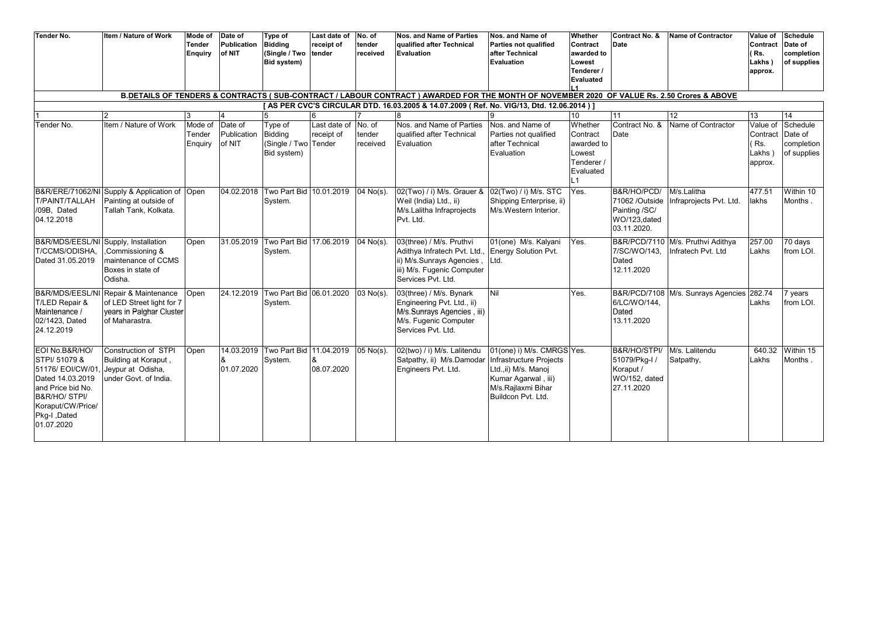| Tender No. | Item / Nature of Work | Mode of Tender Enquiry | Date of Publication of NIT | Type of Bidding (Single / Two Bid system) | Last date of receipt of tender | No. of tender received | Nos. and Name of Parties qualified after Technical Evaluation | Nos. and Name of Parties not qualified after Technical Evaluation | Whether Contract awarded to Lowest Tenderer / Evaluated L1 | Contract No. & Date | Name of Contractor | Value of Contract ( Rs. Lakhs ) approx. | Schedule Date of completion of supplies |
|---|---|---|---|---|---|---|---|---|---|---|---|---|---|
| **B.DETAILS OF TENDERS & CONTRACTS ( SUB-CONTRACT / LABOUR CONTRACT ) AWARDED FOR THE MONTH OF NOVEMBER 2020 OF VALUE Rs. 2.50 Crores & ABOVE** | | | | | | | | | | | | | |
| **[ AS PER CVC'S CIRCULAR DTD. 16.03.2005 & 14.07.2009 ( Ref. No. VIG/13, Dtd. 12.06.2014 ) ]** | | | | | | | | | | | | | |
| 1 | 2 | 3 | 4 | 5 | 6 | 7 | 8 | 9 | 10 | 11 | 12 | 13 | 14 |
| Tender No. | Item / Nature of Work | Mode of Tender Enquiry | Date of Publication of NIT | Type of Bidding (Single / Two Bid system) | Last date of receipt of Tender | No. of tender received | Nos. and Name of Parties qualified after Technical Evaluation | Nos. and Name of Parties not qualified after Technical Evaluation | Whether Contract awarded to Lowest Tenderer / Evaluated L1 | Contract No. & Date | Name of Contractor | Value of Contract ( Rs. Lakhs ) approx. | Schedule Date of completion of supplies |
| B&R/ERE/71062/NIT/PAINT/TALLAH /09B, Dated 04.12.2018 | Supply & Application of Painting at outside of Tallah Tank, Kolkata. | Open | 04.02.2018 | Two Part Bid System. | 10.01.2019 | 04 No(s). | 02(Two) / i) M/s. Grauer & Weil (India) Ltd., ii) M/s.Lalitha Infraprojects Pvt. Ltd. | 02(Two) / i) M/s. STC Shipping Enterprise, ii) M/s.Western Interior. | Yes. | B&R/HO/PCD/ 71062 /Outside Painting /SC/ WO/123,dated 03.11.2020. | M/s.Lalitha Infraprojects Pvt. Ltd. | 477.51 lakhs | Within 10 Months . |
| B&R/MDS/EESL/NIT/CCMS/ODISHA, Dated 31.05.2019 | Supply, Installation ,Commissioning & maintenance of CCMS Boxes in state of Odisha. | Open | 31.05.2019 | Two Part Bid System. | 17.06.2019 | 04 No(s). | 03(three) / M/s. Pruthvi Adithya Infratech Pvt. Ltd., ii) M/s.Sunrays Agencies , iii) M/s. Fugenic Computer Services Pvt. Ltd. | 01(one) M/s. Kalyani Energy Solution Pvt. Ltd. | Yes. | B&R/PCD/7110 7/SC/WO/143, Dated 12.11.2020 | M/s. Pruthvi Adithya Infratech Pvt. Ltd | 257.00 Lakhs | 70 days from LOI. |
| B&R/MDS/EESL/NIT/LED Repair & Maintenance / 02/1423, Dated 24.12.2019 | Repair & Maintenance of LED Street light for 7 years in Palghar Cluster of Maharastra. | Open | 24.12.2019 | Two Part Bid System. | 06.01.2020 | 03 No(s). | 03(three) / M/s. Bynark Engineering Pvt. Ltd., ii) M/s.Sunrays Agencies , iii) M/s. Fugenic Computer Services Pvt. Ltd. | Nil | Yes. | B&R/PCD/7108 6/LC/WO/144, Dated 13.11.2020 | M/s. Sunrays Agencies | 282.74 Lakhs | 7 years from LOI. |
| EOI No.B&R/HO/ STPI/ 51079 & 51176/ EOI/CW/01, Dated 14.03.2019 and Price bid No. B&R/HO/ STPI/ Koraput/CW/Price/ Pkg-I ,Dated 01.07.2020 | Construction of STPI Building at Koraput , Jeypur at Odisha, under Govt. of India. | Open | 14.03.2019 & 01.07.2020 | Two Part Bid System. | 11.04.2019 & 08.07.2020 | 05 No(s). | 02(two) / i) M/s. Lalitendu Satpathy, ii) M/s.Damodar Engineers Pvt. Ltd. | 01(one) i) M/s. CMRGS Infrastructure Projects Ltd.,ii) M/s. Manoj Kumar Agarwal , iii) M/s.Rajlaxmi Bihar Buildcon Pvt. Ltd. | Yes. | B&R/HO/STPI/ 51079/Pkg-I / Koraput / WO/152, dated 27.11.2020 | M/s. Lalitendu Satpathy, | 640.32 Lakhs | Within 15 Months . |